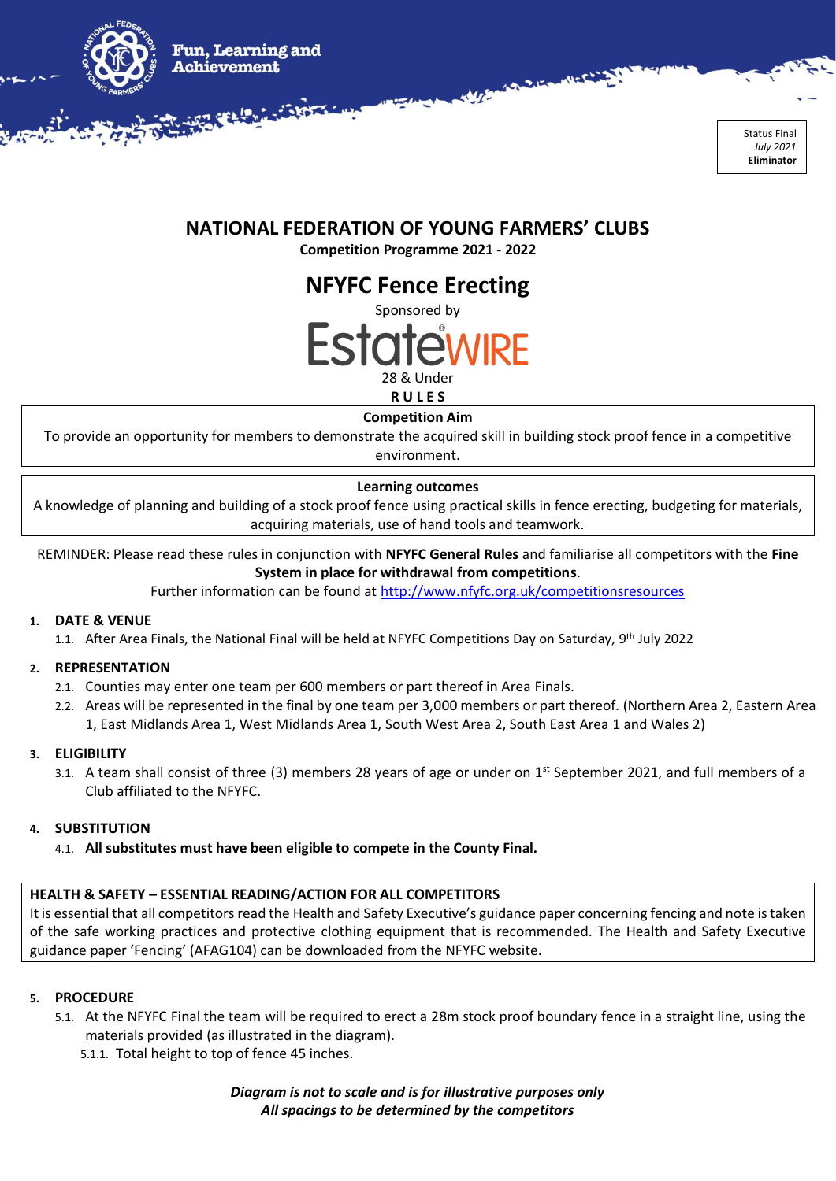Fun, Learning and Achievement

Status Final
*July 2021*
**Eliminator**

# NATIONAL FEDERATION OF YOUNG FARMERS' CLUBS

**Competition Programme 2021 - 2022**

# NFYFC Fence Erecting

Sponsored by

EstateWIRE

28 & Under

**RULES**

**Competition Aim**

To provide an opportunity for members to demonstrate the acquired skill in building stock proof fence in a competitive environment.

**Learning outcomes**

A knowledge of planning and building of a stock proof fence using practical skills in fence erecting, budgeting for materials, acquiring materials, use of hand tools and teamwork.

REMINDER: Please read these rules in conjunction with **NFYFC General Rules** and familiarise all competitors with the **Fine System in place for withdrawal from competitions**.

Further information can be found at http://www.nfyfc.org.uk/competitionsresources

## 1. DATE & VENUE

1.1. After Area Finals, the National Final will be held at NFYFC Competitions Day on Saturday, 9th July 2022

## 2. REPRESENTATION

2.1. Counties may enter one team per 600 members or part thereof in Area Finals.

2.2. Areas will be represented in the final by one team per 3,000 members or part thereof. (Northern Area 2, Eastern Area 1, East Midlands Area 1, West Midlands Area 1, South West Area 2, South East Area 1 and Wales 2)

## 3. ELIGIBILITY

3.1. A team shall consist of three (3) members 28 years of age or under on 1st September 2021, and full members of a Club affiliated to the NFYFC.

## 4. SUBSTITUTION

4.1. **All substitutes must have been eligible to compete in the County Final.**

**HEALTH & SAFETY – ESSENTIAL READING/ACTION FOR ALL COMPETITORS**

It is essential that all competitors read the Health and Safety Executive's guidance paper concerning fencing and note is taken of the safe working practices and protective clothing equipment that is recommended. The Health and Safety Executive guidance paper 'Fencing' (AFAG104) can be downloaded from the NFYFC website.

## 5. PROCEDURE

5.1. At the NFYFC Final the team will be required to erect a 28m stock proof boundary fence in a straight line, using the materials provided (as illustrated in the diagram).

5.1.1. Total height to top of fence 45 inches.

***Diagram is not to scale and is for illustrative purposes only***
***All spacings to be determined by the competitors***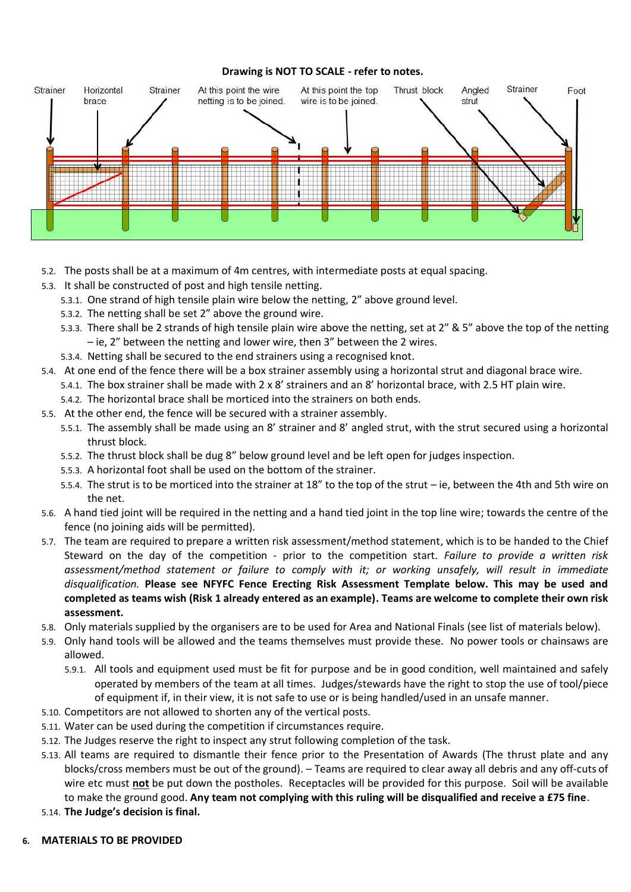**Drawing is NOT TO SCALE - refer to notes.**

Strainer | Horizontal brace | Strainer | At this point the wire netting is to be joined. | At this point the top wire is to be joined. | Thrust block | Angled strut | Strainer | Foot

- 5.2. The posts shall be at a maximum of 4m centres, with intermediate posts at equal spacing.
- 5.3. It shall be constructed of post and high tensile netting.
  - 5.3.1. One strand of high tensile plain wire below the netting, 2" above ground level.
  - 5.3.2. The netting shall be set 2" above the ground wire.
  - 5.3.3. There shall be 2 strands of high tensile plain wire above the netting, set at 2" & 5" above the top of the netting – ie, 2" between the netting and lower wire, then 3" between the 2 wires.
  - 5.3.4. Netting shall be secured to the end strainers using a recognised knot.
- 5.4. At one end of the fence there will be a box strainer assembly using a horizontal strut and diagonal brace wire.
  - 5.4.1. The box strainer shall be made with 2 x 8' strainers and an 8' horizontal brace, with 2.5 HT plain wire.
  - 5.4.2. The horizontal brace shall be morticed into the strainers on both ends.
- 5.5. At the other end, the fence will be secured with a strainer assembly.
  - 5.5.1. The assembly shall be made using an 8' strainer and 8' angled strut, with the strut secured using a horizontal thrust block.
  - 5.5.2. The thrust block shall be dug 8" below ground level and be left open for judges inspection.
  - 5.5.3. A horizontal foot shall be used on the bottom of the strainer.
  - 5.5.4. The strut is to be morticed into the strainer at 18" to the top of the strut – ie, between the 4th and 5th wire on the net.
- 5.6. A hand tied joint will be required in the netting and a hand tied joint in the top line wire; towards the centre of the fence (no joining aids will be permitted).
- 5.7. The team are required to prepare a written risk assessment/method statement, which is to be handed to the Chief Steward on the day of the competition - prior to the competition start. *Failure to provide a written risk assessment/method statement or failure to comply with it; or working unsafely, will result in immediate disqualification.* **Please see NFYFC Fence Erecting Risk Assessment Template below. This may be used and completed as teams wish (Risk 1 already entered as an example). Teams are welcome to complete their own risk assessment.**
- 5.8. Only materials supplied by the organisers are to be used for Area and National Finals (see list of materials below).
- 5.9. Only hand tools will be allowed and the teams themselves must provide these. No power tools or chainsaws are allowed.
  - 5.9.1. All tools and equipment used must be fit for purpose and be in good condition, well maintained and safely operated by members of the team at all times. Judges/stewards have the right to stop the use of tool/piece of equipment if, in their view, it is not safe to use or is being handled/used in an unsafe manner.
- 5.10. Competitors are not allowed to shorten any of the vertical posts.
- 5.11. Water can be used during the competition if circumstances require.
- 5.12. The Judges reserve the right to inspect any strut following completion of the task.
- 5.13. All teams are required to dismantle their fence prior to the Presentation of Awards (The thrust plate and any blocks/cross members must be out of the ground). – Teams are required to clear away all debris and any off-cuts of wire etc must **not** be put down the postholes. Receptacles will be provided for this purpose. Soil will be available to make the ground good. **Any team not complying with this ruling will be disqualified and receive a £75 fine**.
- 5.14. **The Judge's decision is final.**

## 6. MATERIALS TO BE PROVIDED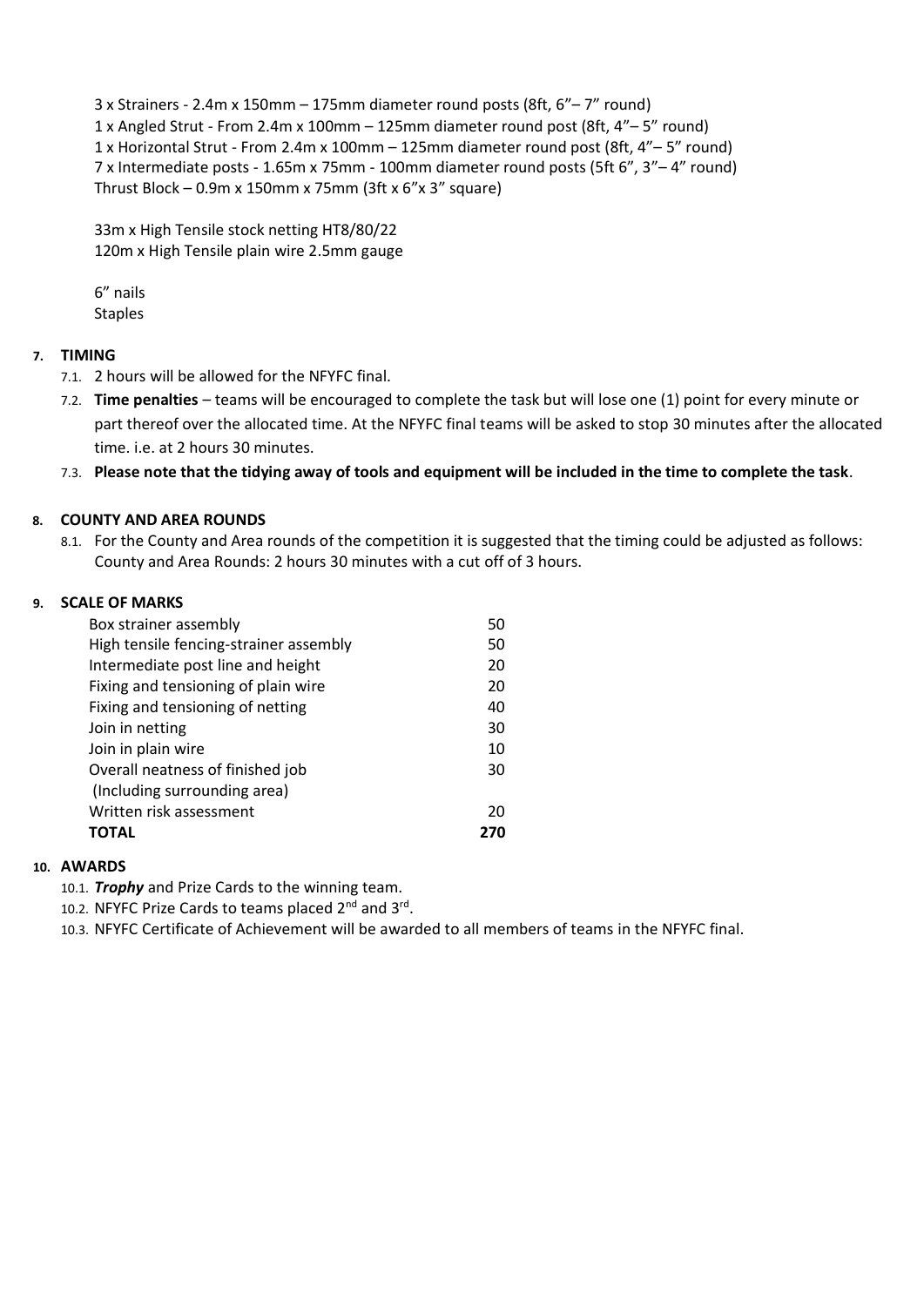3 x Strainers - 2.4m x 150mm – 175mm diameter round posts (8ft, 6"– 7" round)
1 x Angled Strut - From 2.4m x 100mm – 125mm diameter round post (8ft, 4"– 5" round)
1 x Horizontal Strut - From 2.4m x 100mm – 125mm diameter round post (8ft, 4"– 5" round)
7 x Intermediate posts - 1.65m x 75mm - 100mm diameter round posts (5ft 6", 3"– 4" round)
Thrust Block – 0.9m x 150mm x 75mm (3ft x 6"x 3" square)

33m x High Tensile stock netting HT8/80/22
120m x High Tensile plain wire 2.5mm gauge

6" nails
Staples

**7. TIMING**

7.1. 2 hours will be allowed for the NFYFC final.

7.2. **Time penalties** – teams will be encouraged to complete the task but will lose one (1) point for every minute or part thereof over the allocated time. At the NFYFC final teams will be asked to stop 30 minutes after the allocated time. i.e. at 2 hours 30 minutes.

7.3. **Please note that the tidying away of tools and equipment will be included in the time to complete the task**.

**8. COUNTY AND AREA ROUNDS**

8.1. For the County and Area rounds of the competition it is suggested that the timing could be adjusted as follows: County and Area Rounds: 2 hours 30 minutes with a cut off of 3 hours.

**9. SCALE OF MARKS**

| | |
|---|---|
| Box strainer assembly | 50 |
| High tensile fencing-strainer assembly | 50 |
| Intermediate post line and height | 20 |
| Fixing and tensioning of plain wire | 20 |
| Fixing and tensioning of netting | 40 |
| Join in netting | 30 |
| Join in plain wire | 10 |
| Overall neatness of finished job (Including surrounding area) | 30 |
| Written risk assessment | 20 |
| **TOTAL** | **270** |

**10. AWARDS**

10.1. ***Trophy*** and Prize Cards to the winning team.

10.2. NFYFC Prize Cards to teams placed 2nd and 3rd.

10.3. NFYFC Certificate of Achievement will be awarded to all members of teams in the NFYFC final.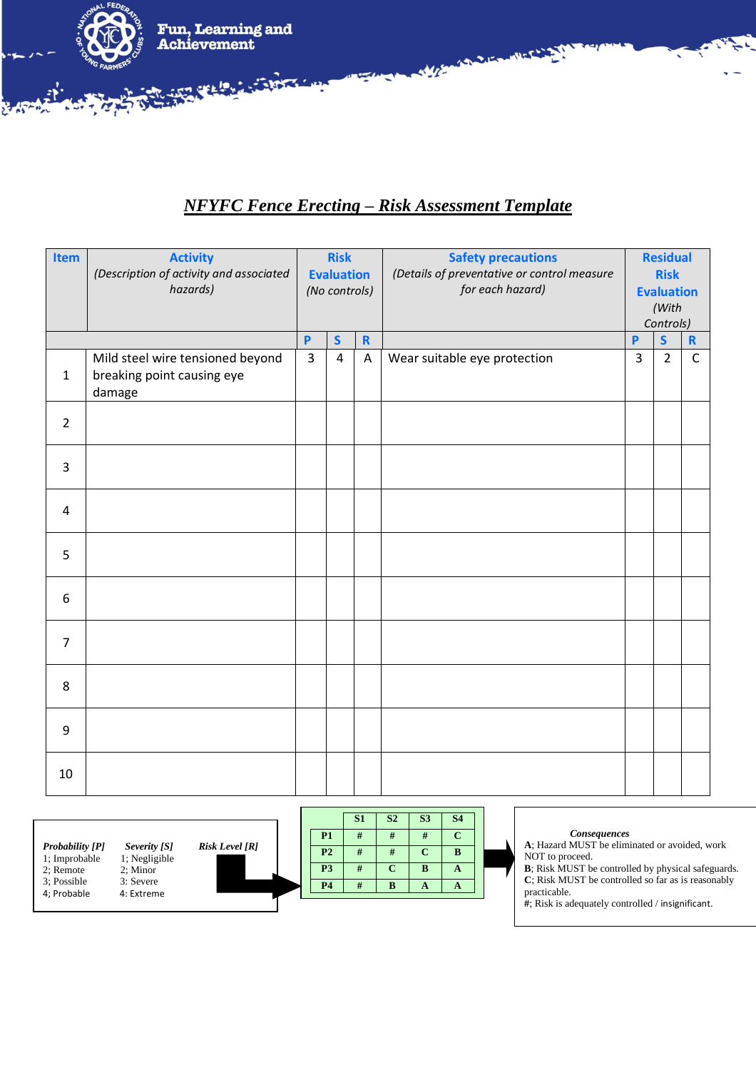Fun, Learning and Achievement

# *NFYFC Fence Erecting – Risk Assessment Template*

| Item | Activity (Description of activity and associated hazards) | Risk Evaluation (No controls) | | | Safety precautions (Details of preventative or control measure for each hazard) | Residual Risk Evaluation (With Controls) | | |
|---|---|---|---|---|---|---|---|---|
| | | P | S | R | | P | S | R |
| 1 | Mild steel wire tensioned beyond breaking point causing eye damage | 3 | 4 | A | Wear suitable eye protection | 3 | 2 | C |
| 2 | | | | | | | | |
| 3 | | | | | | | | |
| 4 | | | | | | | | |
| 5 | | | | | | | | |
| 6 | | | | | | | | |
| 7 | | | | | | | | |
| 8 | | | | | | | | |
| 9 | | | | | | | | |
| 10 | | | | | | | | |

***Probability [P]***
1; Improbable
2; Remote
3; Possible
4; Probable

***Severity [S]***
1; Negligible
2; Minor
3: Severe
4: Extreme

***Risk Level [R]***

| | S1 | S2 | S3 | S4 |
|---|---|---|---|---|
| P1 | # | # | # | C |
| P2 | # | # | C | B |
| P3 | # | C | B | A |
| P4 | # | B | A | A |

***Consequences***

**A**; Hazard MUST be eliminated or avoided, work NOT to proceed.
**B**; Risk MUST be controlled by physical safeguards.
**C**; Risk MUST be controlled so far as is reasonably practicable.
#; Risk is adequately controlled / insignificant.